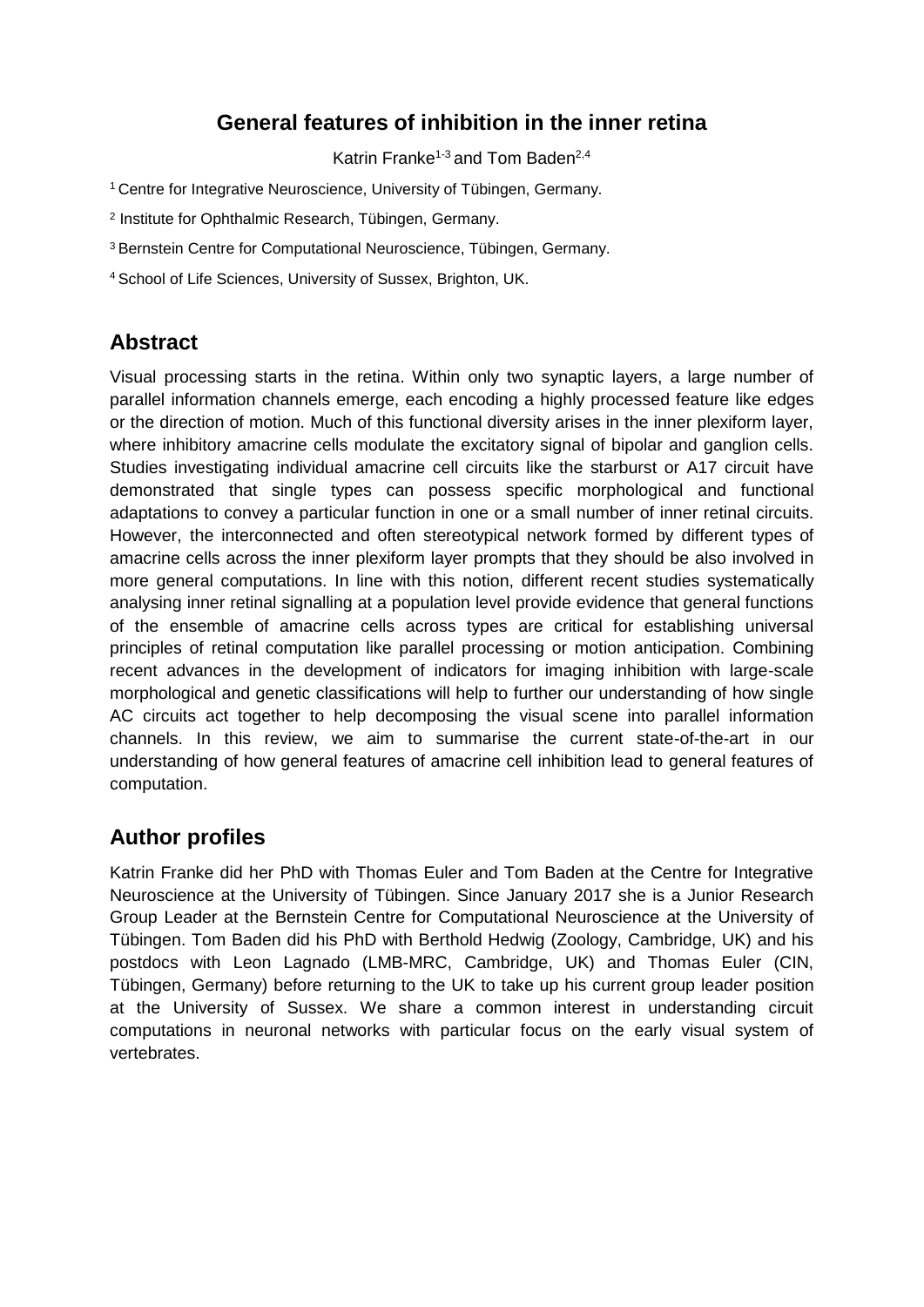# General features of inhibition in the inner retina

Katrin Franke[1-3] and Tom Baden[2,4]

[1] Centre for Integrative Neuroscience, University of Tübingen, Germany.

[2] Institute for Ophthalmic Research, Tübingen, Germany.

[3] Bernstein Centre for Computational Neuroscience, Tübingen, Germany.

[4] School of Life Sciences, University of Sussex, Brighton, UK.

## Abstract

Visual processing starts in the retina. Within only two synaptic layers, a large number of parallel information channels emerge, each encoding a highly processed feature like edges or the direction of motion. Much of this functional diversity arises in the inner plexiform layer, where inhibitory amacrine cells modulate the excitatory signal of bipolar and ganglion cells. Studies investigating individual amacrine cell circuits like the starburst or A17 circuit have demonstrated that single types can possess specific morphological and functional adaptations to convey a particular function in one or a small number of inner retinal circuits. However, the interconnected and often stereotypical network formed by different types of amacrine cells across the inner plexiform layer prompts that they should be also involved in more general computations. In line with this notion, different recent studies systematically analysing inner retinal signalling at a population level provide evidence that general functions of the ensemble of amacrine cells across types are critical for establishing universal principles of retinal computation like parallel processing or motion anticipation. Combining recent advances in the development of indicators for imaging inhibition with large-scale morphological and genetic classifications will help to further our understanding of how single AC circuits act together to help decomposing the visual scene into parallel information channels. In this review, we aim to summarise the current state-of-the-art in our understanding of how general features of amacrine cell inhibition lead to general features of computation.

## Author profiles

Katrin Franke did her PhD with Thomas Euler and Tom Baden at the Centre for Integrative Neuroscience at the University of Tübingen. Since January 2017 she is a Junior Research Group Leader at the Bernstein Centre for Computational Neuroscience at the University of Tübingen. Tom Baden did his PhD with Berthold Hedwig (Zoology, Cambridge, UK) and his postdocs with Leon Lagnado (LMB-MRC, Cambridge, UK) and Thomas Euler (CIN, Tübingen, Germany) before returning to the UK to take up his current group leader position at the University of Sussex. We share a common interest in understanding circuit computations in neuronal networks with particular focus on the early visual system of vertebrates.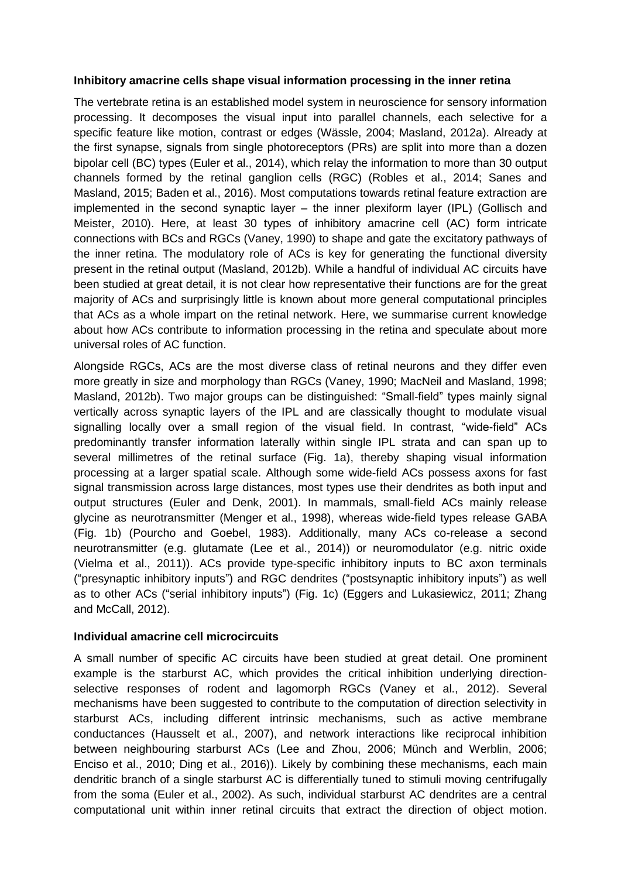**Inhibitory amacrine cells shape visual information processing in the inner retina**

The vertebrate retina is an established model system in neuroscience for sensory information processing. It decomposes the visual input into parallel channels, each selective for a specific feature like motion, contrast or edges (Wässle, 2004; Masland, 2012a). Already at the first synapse, signals from single photoreceptors (PRs) are split into more than a dozen bipolar cell (BC) types (Euler et al., 2014), which relay the information to more than 30 output channels formed by the retinal ganglion cells (RGC) (Robles et al., 2014; Sanes and Masland, 2015; Baden et al., 2016). Most computations towards retinal feature extraction are implemented in the second synaptic layer – the inner plexiform layer (IPL) (Gollisch and Meister, 2010). Here, at least 30 types of inhibitory amacrine cell (AC) form intricate connections with BCs and RGCs (Vaney, 1990) to shape and gate the excitatory pathways of the inner retina. The modulatory role of ACs is key for generating the functional diversity present in the retinal output (Masland, 2012b). While a handful of individual AC circuits have been studied at great detail, it is not clear how representative their functions are for the great majority of ACs and surprisingly little is known about more general computational principles that ACs as a whole impart on the retinal network. Here, we summarise current knowledge about how ACs contribute to information processing in the retina and speculate about more universal roles of AC function.

Alongside RGCs, ACs are the most diverse class of retinal neurons and they differ even more greatly in size and morphology than RGCs (Vaney, 1990; MacNeil and Masland, 1998; Masland, 2012b). Two major groups can be distinguished: "Small-field" types mainly signal vertically across synaptic layers of the IPL and are classically thought to modulate visual signalling locally over a small region of the visual field. In contrast, "wide-field" ACs predominantly transfer information laterally within single IPL strata and can span up to several millimetres of the retinal surface (Fig. 1a), thereby shaping visual information processing at a larger spatial scale. Although some wide-field ACs possess axons for fast signal transmission across large distances, most types use their dendrites as both input and output structures (Euler and Denk, 2001). In mammals, small-field ACs mainly release glycine as neurotransmitter (Menger et al., 1998), whereas wide-field types release GABA (Fig. 1b) (Pourcho and Goebel, 1983). Additionally, many ACs co-release a second neurotransmitter (e.g. glutamate (Lee et al., 2014)) or neuromodulator (e.g. nitric oxide (Vielma et al., 2011)). ACs provide type-specific inhibitory inputs to BC axon terminals ("presynaptic inhibitory inputs") and RGC dendrites ("postsynaptic inhibitory inputs") as well as to other ACs ("serial inhibitory inputs") (Fig. 1c) (Eggers and Lukasiewicz, 2011; Zhang and McCall, 2012).

**Individual amacrine cell microcircuits**

A small number of specific AC circuits have been studied at great detail. One prominent example is the starburst AC, which provides the critical inhibition underlying direction-selective responses of rodent and lagomorph RGCs (Vaney et al., 2012). Several mechanisms have been suggested to contribute to the computation of direction selectivity in starburst ACs, including different intrinsic mechanisms, such as active membrane conductances (Hausselt et al., 2007), and network interactions like reciprocal inhibition between neighbouring starburst ACs (Lee and Zhou, 2006; Münch and Werblin, 2006; Enciso et al., 2010; Ding et al., 2016)). Likely by combining these mechanisms, each main dendritic branch of a single starburst AC is differentially tuned to stimuli moving centrifugally from the soma (Euler et al., 2002). As such, individual starburst AC dendrites are a central computational unit within inner retinal circuits that extract the direction of object motion.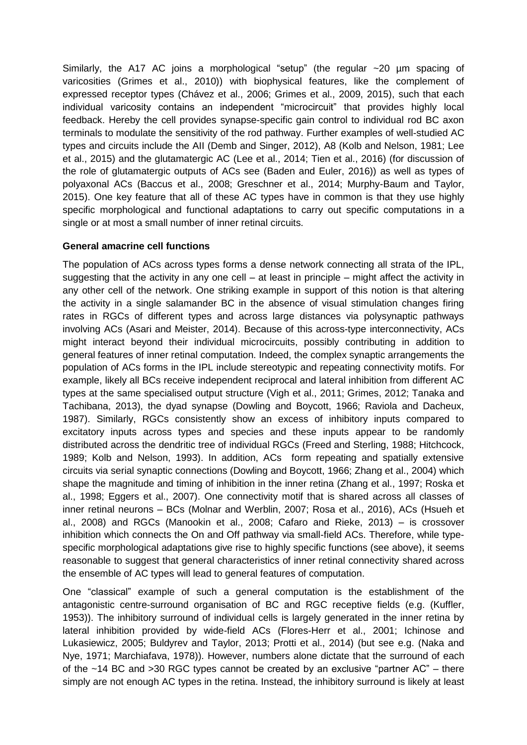Similarly, the A17 AC joins a morphological "setup" (the regular ~20 µm spacing of varicosities (Grimes et al., 2010)) with biophysical features, like the complement of expressed receptor types (Chávez et al., 2006; Grimes et al., 2009, 2015), such that each individual varicosity contains an independent "microcircuit" that provides highly local feedback. Hereby the cell provides synapse-specific gain control to individual rod BC axon terminals to modulate the sensitivity of the rod pathway. Further examples of well-studied AC types and circuits include the AII (Demb and Singer, 2012), A8 (Kolb and Nelson, 1981; Lee et al., 2015) and the glutamatergic AC (Lee et al., 2014; Tien et al., 2016) (for discussion of the role of glutamatergic outputs of ACs see (Baden and Euler, 2016)) as well as types of polyaxonal ACs (Baccus et al., 2008; Greschner et al., 2014; Murphy-Baum and Taylor, 2015). One key feature that all of these AC types have in common is that they use highly specific morphological and functional adaptations to carry out specific computations in a single or at most a small number of inner retinal circuits.

**General amacrine cell functions**

The population of ACs across types forms a dense network connecting all strata of the IPL, suggesting that the activity in any one cell – at least in principle – might affect the activity in any other cell of the network. One striking example in support of this notion is that altering the activity in a single salamander BC in the absence of visual stimulation changes firing rates in RGCs of different types and across large distances via polysynaptic pathways involving ACs (Asari and Meister, 2014). Because of this across-type interconnectivity, ACs might interact beyond their individual microcircuits, possibly contributing in addition to general features of inner retinal computation. Indeed, the complex synaptic arrangements the population of ACs forms in the IPL include stereotypic and repeating connectivity motifs. For example, likely all BCs receive independent reciprocal and lateral inhibition from different AC types at the same specialised output structure (Vigh et al., 2011; Grimes, 2012; Tanaka and Tachibana, 2013), the dyad synapse (Dowling and Boycott, 1966; Raviola and Dacheux, 1987). Similarly, RGCs consistently show an excess of inhibitory inputs compared to excitatory inputs across types and species and these inputs appear to be randomly distributed across the dendritic tree of individual RGCs (Freed and Sterling, 1988; Hitchcock, 1989; Kolb and Nelson, 1993). In addition, ACs form repeating and spatially extensive circuits via serial synaptic connections (Dowling and Boycott, 1966; Zhang et al., 2004) which shape the magnitude and timing of inhibition in the inner retina (Zhang et al., 1997; Roska et al., 1998; Eggers et al., 2007). One connectivity motif that is shared across all classes of inner retinal neurons – BCs (Molnar and Werblin, 2007; Rosa et al., 2016), ACs (Hsueh et al., 2008) and RGCs (Manookin et al., 2008; Cafaro and Rieke, 2013) – is crossover inhibition which connects the On and Off pathway via small-field ACs. Therefore, while type-specific morphological adaptations give rise to highly specific functions (see above), it seems reasonable to suggest that general characteristics of inner retinal connectivity shared across the ensemble of AC types will lead to general features of computation.

One "classical" example of such a general computation is the establishment of the antagonistic centre-surround organisation of BC and RGC receptive fields (e.g. (Kuffler, 1953)). The inhibitory surround of individual cells is largely generated in the inner retina by lateral inhibition provided by wide-field ACs (Flores-Herr et al., 2001; Ichinose and Lukasiewicz, 2005; Buldyrev and Taylor, 2013; Protti et al., 2014) (but see e.g. (Naka and Nye, 1971; Marchiafava, 1978)). However, numbers alone dictate that the surround of each of the ~14 BC and >30 RGC types cannot be created by an exclusive "partner AC" – there simply are not enough AC types in the retina. Instead, the inhibitory surround is likely at least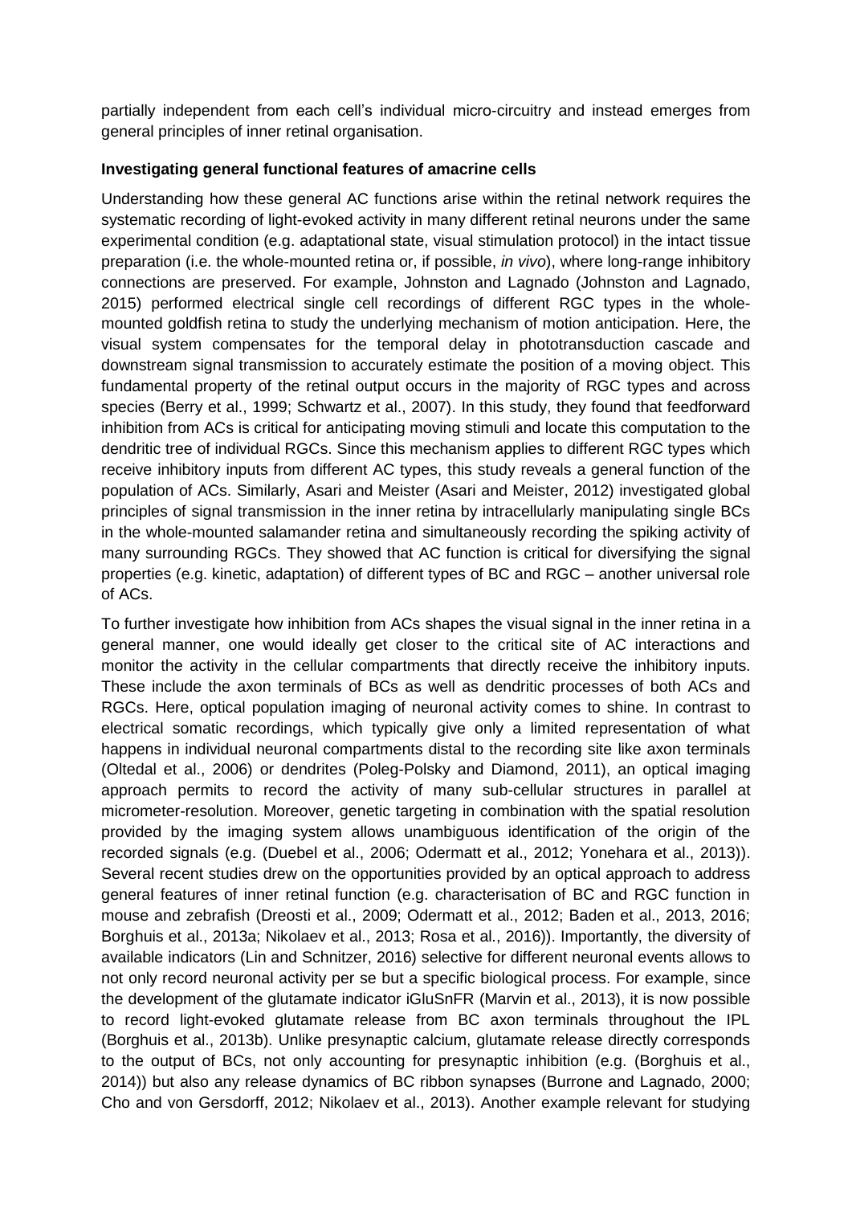partially independent from each cell's individual micro-circuitry and instead emerges from general principles of inner retinal organisation.

**Investigating general functional features of amacrine cells**

Understanding how these general AC functions arise within the retinal network requires the systematic recording of light-evoked activity in many different retinal neurons under the same experimental condition (e.g. adaptational state, visual stimulation protocol) in the intact tissue preparation (i.e. the whole-mounted retina or, if possible, *in vivo*), where long-range inhibitory connections are preserved. For example, Johnston and Lagnado (Johnston and Lagnado, 2015) performed electrical single cell recordings of different RGC types in the whole-mounted goldfish retina to study the underlying mechanism of motion anticipation. Here, the visual system compensates for the temporal delay in phototransduction cascade and downstream signal transmission to accurately estimate the position of a moving object. This fundamental property of the retinal output occurs in the majority of RGC types and across species (Berry et al., 1999; Schwartz et al., 2007). In this study, they found that feedforward inhibition from ACs is critical for anticipating moving stimuli and locate this computation to the dendritic tree of individual RGCs. Since this mechanism applies to different RGC types which receive inhibitory inputs from different AC types, this study reveals a general function of the population of ACs. Similarly, Asari and Meister (Asari and Meister, 2012) investigated global principles of signal transmission in the inner retina by intracellularly manipulating single BCs in the whole-mounted salamander retina and simultaneously recording the spiking activity of many surrounding RGCs. They showed that AC function is critical for diversifying the signal properties (e.g. kinetic, adaptation) of different types of BC and RGC – another universal role of ACs.

To further investigate how inhibition from ACs shapes the visual signal in the inner retina in a general manner, one would ideally get closer to the critical site of AC interactions and monitor the activity in the cellular compartments that directly receive the inhibitory inputs. These include the axon terminals of BCs as well as dendritic processes of both ACs and RGCs. Here, optical population imaging of neuronal activity comes to shine. In contrast to electrical somatic recordings, which typically give only a limited representation of what happens in individual neuronal compartments distal to the recording site like axon terminals (Oltedal et al., 2006) or dendrites (Poleg-Polsky and Diamond, 2011), an optical imaging approach permits to record the activity of many sub-cellular structures in parallel at micrometer-resolution. Moreover, genetic targeting in combination with the spatial resolution provided by the imaging system allows unambiguous identification of the origin of the recorded signals (e.g. (Duebel et al., 2006; Odermatt et al., 2012; Yonehara et al., 2013)). Several recent studies drew on the opportunities provided by an optical approach to address general features of inner retinal function (e.g. characterisation of BC and RGC function in mouse and zebrafish (Dreosti et al., 2009; Odermatt et al., 2012; Baden et al., 2013, 2016; Borghuis et al., 2013a; Nikolaev et al., 2013; Rosa et al., 2016)). Importantly, the diversity of available indicators (Lin and Schnitzer, 2016) selective for different neuronal events allows to not only record neuronal activity per se but a specific biological process. For example, since the development of the glutamate indicator iGluSnFR (Marvin et al., 2013), it is now possible to record light-evoked glutamate release from BC axon terminals throughout the IPL (Borghuis et al., 2013b). Unlike presynaptic calcium, glutamate release directly corresponds to the output of BCs, not only accounting for presynaptic inhibition (e.g. (Borghuis et al., 2014)) but also any release dynamics of BC ribbon synapses (Burrone and Lagnado, 2000; Cho and von Gersdorff, 2012; Nikolaev et al., 2013). Another example relevant for studying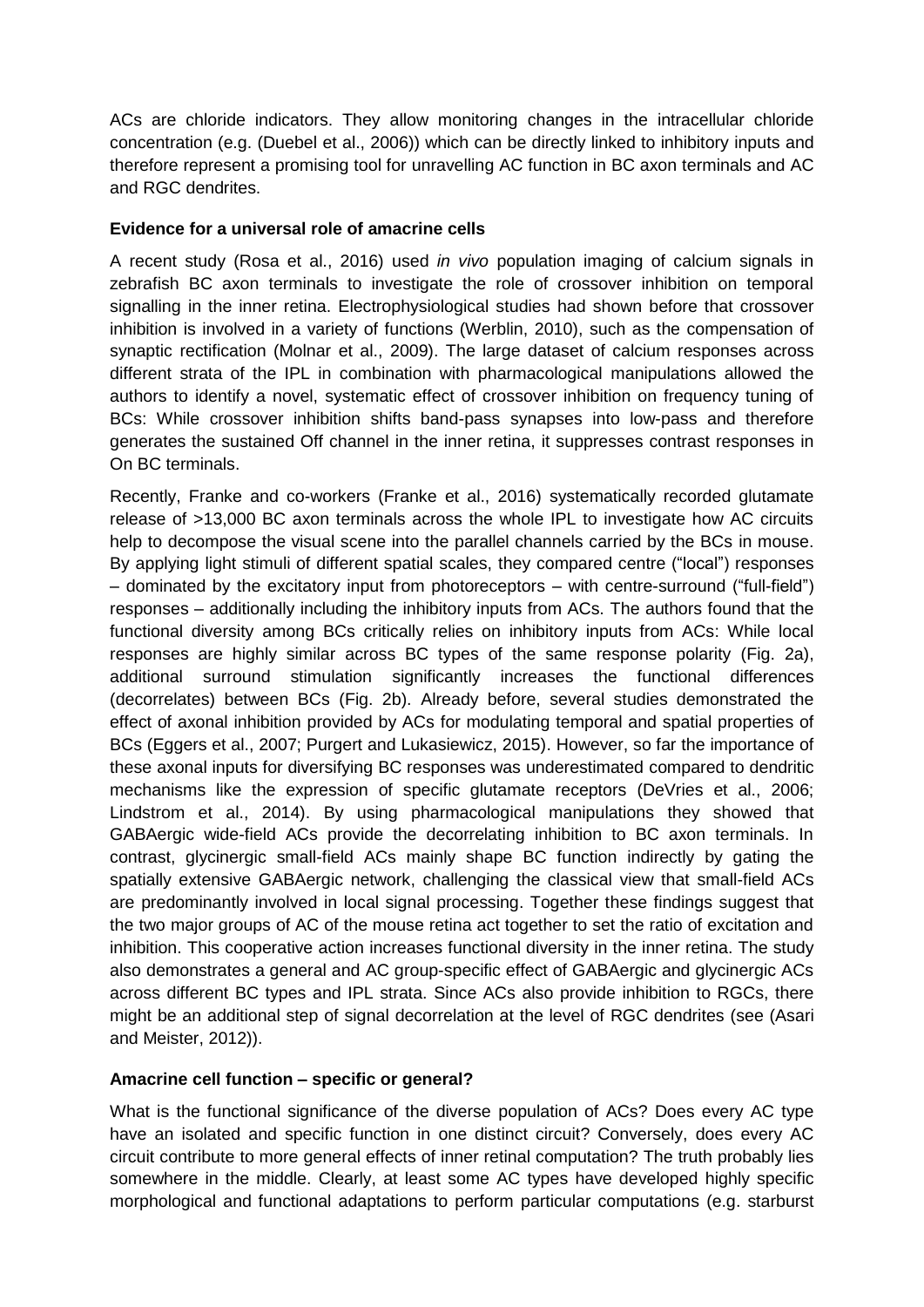ACs are chloride indicators. They allow monitoring changes in the intracellular chloride concentration (e.g. (Duebel et al., 2006)) which can be directly linked to inhibitory inputs and therefore represent a promising tool for unravelling AC function in BC axon terminals and AC and RGC dendrites.

**Evidence for a universal role of amacrine cells**

A recent study (Rosa et al., 2016) used *in vivo* population imaging of calcium signals in zebrafish BC axon terminals to investigate the role of crossover inhibition on temporal signalling in the inner retina. Electrophysiological studies had shown before that crossover inhibition is involved in a variety of functions (Werblin, 2010), such as the compensation of synaptic rectification (Molnar et al., 2009). The large dataset of calcium responses across different strata of the IPL in combination with pharmacological manipulations allowed the authors to identify a novel, systematic effect of crossover inhibition on frequency tuning of BCs: While crossover inhibition shifts band-pass synapses into low-pass and therefore generates the sustained Off channel in the inner retina, it suppresses contrast responses in On BC terminals.

Recently, Franke and co-workers (Franke et al., 2016) systematically recorded glutamate release of >13,000 BC axon terminals across the whole IPL to investigate how AC circuits help to decompose the visual scene into the parallel channels carried by the BCs in mouse. By applying light stimuli of different spatial scales, they compared centre ("local") responses – dominated by the excitatory input from photoreceptors – with centre-surround ("full-field") responses – additionally including the inhibitory inputs from ACs. The authors found that the functional diversity among BCs critically relies on inhibitory inputs from ACs: While local responses are highly similar across BC types of the same response polarity (Fig. 2a), additional surround stimulation significantly increases the functional differences (decorrelates) between BCs (Fig. 2b). Already before, several studies demonstrated the effect of axonal inhibition provided by ACs for modulating temporal and spatial properties of BCs (Eggers et al., 2007; Purgert and Lukasiewicz, 2015). However, so far the importance of these axonal inputs for diversifying BC responses was underestimated compared to dendritic mechanisms like the expression of specific glutamate receptors (DeVries et al., 2006; Lindstrom et al., 2014). By using pharmacological manipulations they showed that GABAergic wide-field ACs provide the decorrelating inhibition to BC axon terminals. In contrast, glycinergic small-field ACs mainly shape BC function indirectly by gating the spatially extensive GABAergic network, challenging the classical view that small-field ACs are predominantly involved in local signal processing. Together these findings suggest that the two major groups of AC of the mouse retina act together to set the ratio of excitation and inhibition. This cooperative action increases functional diversity in the inner retina. The study also demonstrates a general and AC group-specific effect of GABAergic and glycinergic ACs across different BC types and IPL strata. Since ACs also provide inhibition to RGCs, there might be an additional step of signal decorrelation at the level of RGC dendrites (see (Asari and Meister, 2012)).

**Amacrine cell function – specific or general?**

What is the functional significance of the diverse population of ACs? Does every AC type have an isolated and specific function in one distinct circuit? Conversely, does every AC circuit contribute to more general effects of inner retinal computation? The truth probably lies somewhere in the middle. Clearly, at least some AC types have developed highly specific morphological and functional adaptations to perform particular computations (e.g. starburst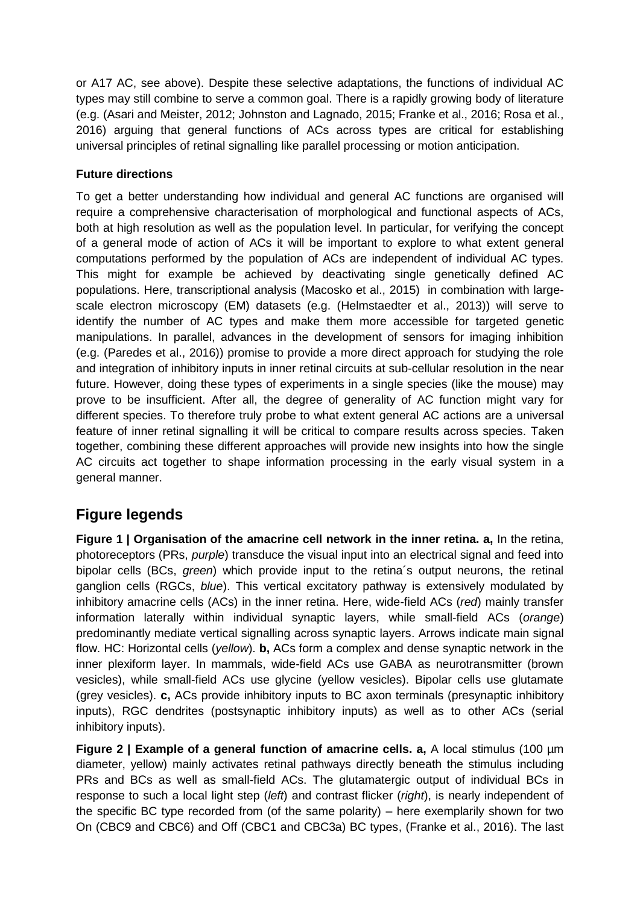or A17 AC, see above). Despite these selective adaptations, the functions of individual AC types may still combine to serve a common goal. There is a rapidly growing body of literature (e.g. (Asari and Meister, 2012; Johnston and Lagnado, 2015; Franke et al., 2016; Rosa et al., 2016) arguing that general functions of ACs across types are critical for establishing universal principles of retinal signalling like parallel processing or motion anticipation.

### Future directions

To get a better understanding how individual and general AC functions are organised will require a comprehensive characterisation of morphological and functional aspects of ACs, both at high resolution as well as the population level. In particular, for verifying the concept of a general mode of action of ACs it will be important to explore to what extent general computations performed by the population of ACs are independent of individual AC types. This might for example be achieved by deactivating single genetically defined AC populations. Here, transcriptional analysis (Macosko et al., 2015) in combination with large-scale electron microscopy (EM) datasets (e.g. (Helmstaedter et al., 2013)) will serve to identify the number of AC types and make them more accessible for targeted genetic manipulations. In parallel, advances in the development of sensors for imaging inhibition (e.g. (Paredes et al., 2016)) promise to provide a more direct approach for studying the role and integration of inhibitory inputs in inner retinal circuits at sub-cellular resolution in the near future. However, doing these types of experiments in a single species (like the mouse) may prove to be insufficient. After all, the degree of generality of AC function might vary for different species. To therefore truly probe to what extent general AC actions are a universal feature of inner retinal signalling it will be critical to compare results across species. Taken together, combining these different approaches will provide new insights into how the single AC circuits act together to shape information processing in the early visual system in a general manner.

## Figure legends

**Figure 1 | Organisation of the amacrine cell network in the inner retina. a,** In the retina, photoreceptors (PRs, *purple*) transduce the visual input into an electrical signal and feed into bipolar cells (BCs, *green*) which provide input to the retina´s output neurons, the retinal ganglion cells (RGCs, *blue*). This vertical excitatory pathway is extensively modulated by inhibitory amacrine cells (ACs) in the inner retina. Here, wide-field ACs (*red*) mainly transfer information laterally within individual synaptic layers, while small-field ACs (*orange*) predominantly mediate vertical signalling across synaptic layers. Arrows indicate main signal flow. HC: Horizontal cells (*yellow*). **b,** ACs form a complex and dense synaptic network in the inner plexiform layer. In mammals, wide-field ACs use GABA as neurotransmitter (brown vesicles), while small-field ACs use glycine (yellow vesicles). Bipolar cells use glutamate (grey vesicles). **c,** ACs provide inhibitory inputs to BC axon terminals (presynaptic inhibitory inputs), RGC dendrites (postsynaptic inhibitory inputs) as well as to other ACs (serial inhibitory inputs).

**Figure 2 | Example of a general function of amacrine cells. a,** A local stimulus (100 µm diameter, yellow) mainly activates retinal pathways directly beneath the stimulus including PRs and BCs as well as small-field ACs. The glutamatergic output of individual BCs in response to such a local light step (*left*) and contrast flicker (*right*), is nearly independent of the specific BC type recorded from (of the same polarity) – here exemplarily shown for two On (CBC9 and CBC6) and Off (CBC1 and CBC3a) BC types, (Franke et al., 2016). The last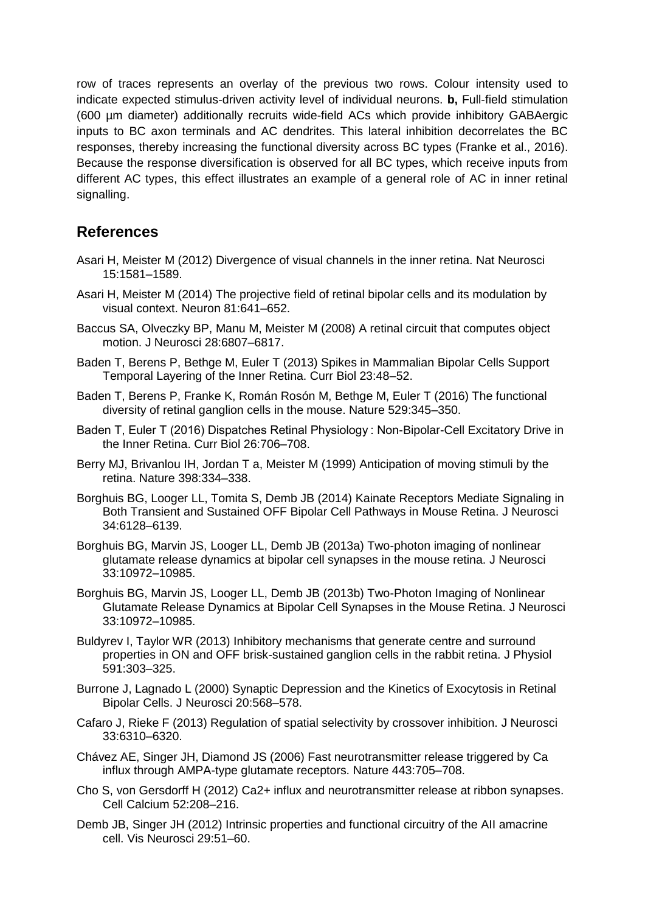row of traces represents an overlay of the previous two rows. Colour intensity used to indicate expected stimulus-driven activity level of individual neurons. **b,** Full-field stimulation (600 µm diameter) additionally recruits wide-field ACs which provide inhibitory GABAergic inputs to BC axon terminals and AC dendrites. This lateral inhibition decorrelates the BC responses, thereby increasing the functional diversity across BC types (Franke et al., 2016). Because the response diversification is observed for all BC types, which receive inputs from different AC types, this effect illustrates an example of a general role of AC in inner retinal signalling.

## References

Asari H, Meister M (2012) Divergence of visual channels in the inner retina. Nat Neurosci 15:1581–1589.

Asari H, Meister M (2014) The projective field of retinal bipolar cells and its modulation by visual context. Neuron 81:641–652.

Baccus SA, Olveczky BP, Manu M, Meister M (2008) A retinal circuit that computes object motion. J Neurosci 28:6807–6817.

Baden T, Berens P, Bethge M, Euler T (2013) Spikes in Mammalian Bipolar Cells Support Temporal Layering of the Inner Retina. Curr Biol 23:48–52.

Baden T, Berens P, Franke K, Román Rosón M, Bethge M, Euler T (2016) The functional diversity of retinal ganglion cells in the mouse. Nature 529:345–350.

Baden T, Euler T (2016) Dispatches Retinal Physiology : Non-Bipolar-Cell Excitatory Drive in the Inner Retina. Curr Biol 26:706–708.

Berry MJ, Brivanlou IH, Jordan T a, Meister M (1999) Anticipation of moving stimuli by the retina. Nature 398:334–338.

Borghuis BG, Looger LL, Tomita S, Demb JB (2014) Kainate Receptors Mediate Signaling in Both Transient and Sustained OFF Bipolar Cell Pathways in Mouse Retina. J Neurosci 34:6128–6139.

Borghuis BG, Marvin JS, Looger LL, Demb JB (2013a) Two-photon imaging of nonlinear glutamate release dynamics at bipolar cell synapses in the mouse retina. J Neurosci 33:10972–10985.

Borghuis BG, Marvin JS, Looger LL, Demb JB (2013b) Two-Photon Imaging of Nonlinear Glutamate Release Dynamics at Bipolar Cell Synapses in the Mouse Retina. J Neurosci 33:10972–10985.

Buldyrev I, Taylor WR (2013) Inhibitory mechanisms that generate centre and surround properties in ON and OFF brisk-sustained ganglion cells in the rabbit retina. J Physiol 591:303–325.

Burrone J, Lagnado L (2000) Synaptic Depression and the Kinetics of Exocytosis in Retinal Bipolar Cells. J Neurosci 20:568–578.

Cafaro J, Rieke F (2013) Regulation of spatial selectivity by crossover inhibition. J Neurosci 33:6310–6320.

Chávez AE, Singer JH, Diamond JS (2006) Fast neurotransmitter release triggered by Ca influx through AMPA-type glutamate receptors. Nature 443:705–708.

Cho S, von Gersdorff H (2012) Ca2+ influx and neurotransmitter release at ribbon synapses. Cell Calcium 52:208–216.

Demb JB, Singer JH (2012) Intrinsic properties and functional circuitry of the AII amacrine cell. Vis Neurosci 29:51–60.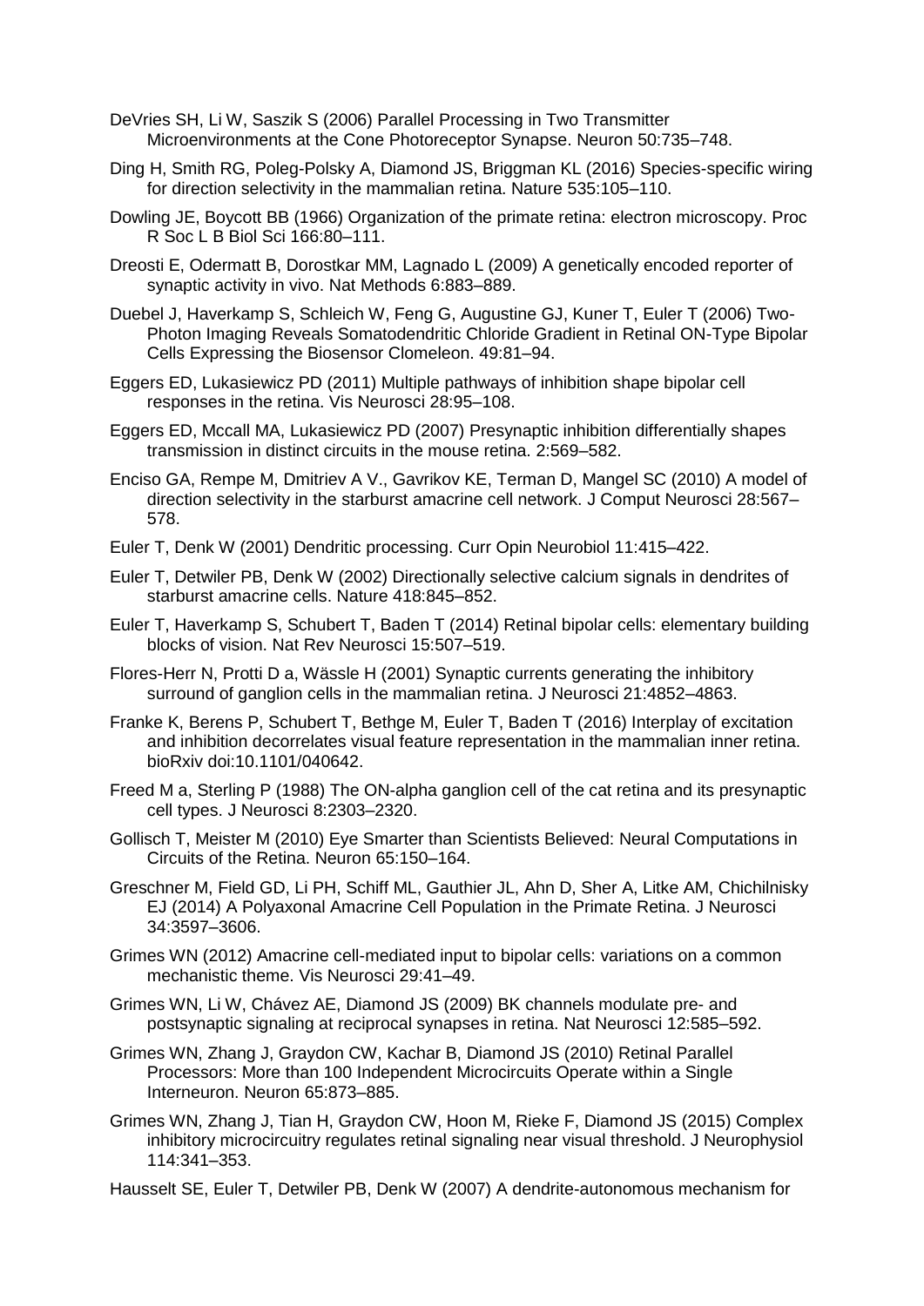DeVries SH, Li W, Saszik S (2006) Parallel Processing in Two Transmitter Microenvironments at the Cone Photoreceptor Synapse. Neuron 50:735–748.

Ding H, Smith RG, Poleg-Polsky A, Diamond JS, Briggman KL (2016) Species-specific wiring for direction selectivity in the mammalian retina. Nature 535:105–110.

Dowling JE, Boycott BB (1966) Organization of the primate retina: electron microscopy. Proc R Soc L B Biol Sci 166:80–111.

Dreosti E, Odermatt B, Dorostkar MM, Lagnado L (2009) A genetically encoded reporter of synaptic activity in vivo. Nat Methods 6:883–889.

Duebel J, Haverkamp S, Schleich W, Feng G, Augustine GJ, Kuner T, Euler T (2006) Two-Photon Imaging Reveals Somatodendritic Chloride Gradient in Retinal ON-Type Bipolar Cells Expressing the Biosensor Clomeleon. 49:81–94.

Eggers ED, Lukasiewicz PD (2011) Multiple pathways of inhibition shape bipolar cell responses in the retina. Vis Neurosci 28:95–108.

Eggers ED, Mccall MA, Lukasiewicz PD (2007) Presynaptic inhibition differentially shapes transmission in distinct circuits in the mouse retina. 2:569–582.

Enciso GA, Rempe M, Dmitriev A V., Gavrikov KE, Terman D, Mangel SC (2010) A model of direction selectivity in the starburst amacrine cell network. J Comput Neurosci 28:567–578.

Euler T, Denk W (2001) Dendritic processing. Curr Opin Neurobiol 11:415–422.

Euler T, Detwiler PB, Denk W (2002) Directionally selective calcium signals in dendrites of starburst amacrine cells. Nature 418:845–852.

Euler T, Haverkamp S, Schubert T, Baden T (2014) Retinal bipolar cells: elementary building blocks of vision. Nat Rev Neurosci 15:507–519.

Flores-Herr N, Protti D a, Wässle H (2001) Synaptic currents generating the inhibitory surround of ganglion cells in the mammalian retina. J Neurosci 21:4852–4863.

Franke K, Berens P, Schubert T, Bethge M, Euler T, Baden T (2016) Interplay of excitation and inhibition decorrelates visual feature representation in the mammalian inner retina. bioRxiv doi:10.1101/040642.

Freed M a, Sterling P (1988) The ON-alpha ganglion cell of the cat retina and its presynaptic cell types. J Neurosci 8:2303–2320.

Gollisch T, Meister M (2010) Eye Smarter than Scientists Believed: Neural Computations in Circuits of the Retina. Neuron 65:150–164.

Greschner M, Field GD, Li PH, Schiff ML, Gauthier JL, Ahn D, Sher A, Litke AM, Chichilnisky EJ (2014) A Polyaxonal Amacrine Cell Population in the Primate Retina. J Neurosci 34:3597–3606.

Grimes WN (2012) Amacrine cell-mediated input to bipolar cells: variations on a common mechanistic theme. Vis Neurosci 29:41–49.

Grimes WN, Li W, Chávez AE, Diamond JS (2009) BK channels modulate pre- and postsynaptic signaling at reciprocal synapses in retina. Nat Neurosci 12:585–592.

Grimes WN, Zhang J, Graydon CW, Kachar B, Diamond JS (2010) Retinal Parallel Processors: More than 100 Independent Microcircuits Operate within a Single Interneuron. Neuron 65:873–885.

Grimes WN, Zhang J, Tian H, Graydon CW, Hoon M, Rieke F, Diamond JS (2015) Complex inhibitory microcircuitry regulates retinal signaling near visual threshold. J Neurophysiol 114:341–353.

Hausselt SE, Euler T, Detwiler PB, Denk W (2007) A dendrite-autonomous mechanism for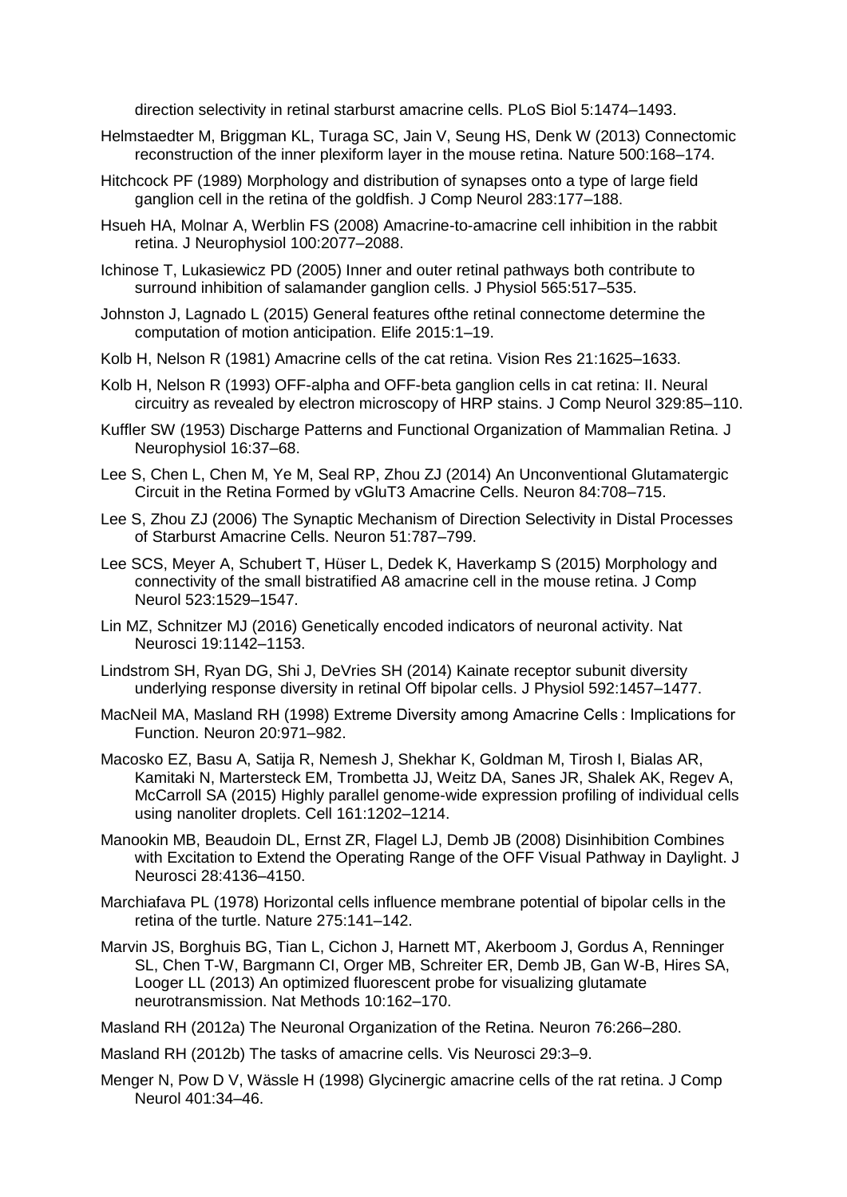direction selectivity in retinal starburst amacrine cells. PLoS Biol 5:1474–1493.

Helmstaedter M, Briggman KL, Turaga SC, Jain V, Seung HS, Denk W (2013) Connectomic reconstruction of the inner plexiform layer in the mouse retina. Nature 500:168–174.

Hitchcock PF (1989) Morphology and distribution of synapses onto a type of large field ganglion cell in the retina of the goldfish. J Comp Neurol 283:177–188.

Hsueh HA, Molnar A, Werblin FS (2008) Amacrine-to-amacrine cell inhibition in the rabbit retina. J Neurophysiol 100:2077–2088.

Ichinose T, Lukasiewicz PD (2005) Inner and outer retinal pathways both contribute to surround inhibition of salamander ganglion cells. J Physiol 565:517–535.

Johnston J, Lagnado L (2015) General features ofthe retinal connectome determine the computation of motion anticipation. Elife 2015:1–19.

Kolb H, Nelson R (1981) Amacrine cells of the cat retina. Vision Res 21:1625–1633.

Kolb H, Nelson R (1993) OFF-alpha and OFF-beta ganglion cells in cat retina: II. Neural circuitry as revealed by electron microscopy of HRP stains. J Comp Neurol 329:85–110.

Kuffler SW (1953) Discharge Patterns and Functional Organization of Mammalian Retina. J Neurophysiol 16:37–68.

Lee S, Chen L, Chen M, Ye M, Seal RP, Zhou ZJ (2014) An Unconventional Glutamatergic Circuit in the Retina Formed by vGluT3 Amacrine Cells. Neuron 84:708–715.

Lee S, Zhou ZJ (2006) The Synaptic Mechanism of Direction Selectivity in Distal Processes of Starburst Amacrine Cells. Neuron 51:787–799.

Lee SCS, Meyer A, Schubert T, Hüser L, Dedek K, Haverkamp S (2015) Morphology and connectivity of the small bistratified A8 amacrine cell in the mouse retina. J Comp Neurol 523:1529–1547.

Lin MZ, Schnitzer MJ (2016) Genetically encoded indicators of neuronal activity. Nat Neurosci 19:1142–1153.

Lindstrom SH, Ryan DG, Shi J, DeVries SH (2014) Kainate receptor subunit diversity underlying response diversity in retinal Off bipolar cells. J Physiol 592:1457–1477.

MacNeil MA, Masland RH (1998) Extreme Diversity among Amacrine Cells : Implications for Function. Neuron 20:971–982.

Macosko EZ, Basu A, Satija R, Nemesh J, Shekhar K, Goldman M, Tirosh I, Bialas AR, Kamitaki N, Martersteck EM, Trombetta JJ, Weitz DA, Sanes JR, Shalek AK, Regev A, McCarroll SA (2015) Highly parallel genome-wide expression profiling of individual cells using nanoliter droplets. Cell 161:1202–1214.

Manookin MB, Beaudoin DL, Ernst ZR, Flagel LJ, Demb JB (2008) Disinhibition Combines with Excitation to Extend the Operating Range of the OFF Visual Pathway in Daylight. J Neurosci 28:4136–4150.

Marchiafava PL (1978) Horizontal cells influence membrane potential of bipolar cells in the retina of the turtle. Nature 275:141–142.

Marvin JS, Borghuis BG, Tian L, Cichon J, Harnett MT, Akerboom J, Gordus A, Renninger SL, Chen T-W, Bargmann CI, Orger MB, Schreiter ER, Demb JB, Gan W-B, Hires SA, Looger LL (2013) An optimized fluorescent probe for visualizing glutamate neurotransmission. Nat Methods 10:162–170.

Masland RH (2012a) The Neuronal Organization of the Retina. Neuron 76:266–280.

Masland RH (2012b) The tasks of amacrine cells. Vis Neurosci 29:3–9.

Menger N, Pow D V, Wässle H (1998) Glycinergic amacrine cells of the rat retina. J Comp Neurol 401:34–46.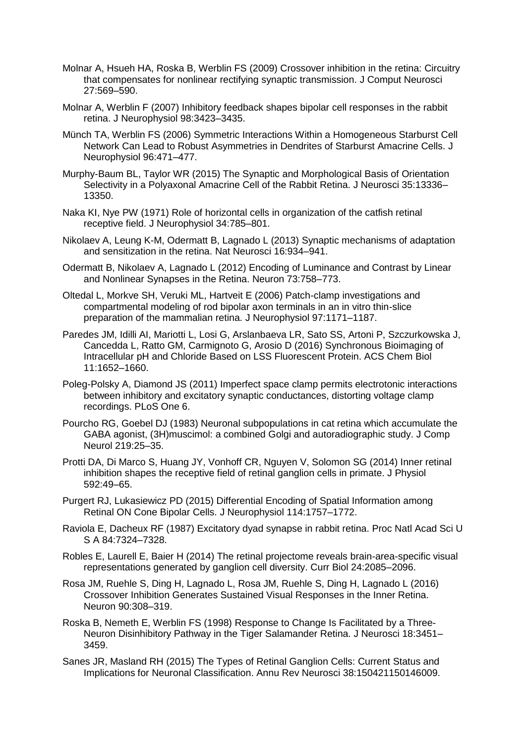Molnar A, Hsueh HA, Roska B, Werblin FS (2009) Crossover inhibition in the retina: Circuitry that compensates for nonlinear rectifying synaptic transmission. J Comput Neurosci 27:569–590.

Molnar A, Werblin F (2007) Inhibitory feedback shapes bipolar cell responses in the rabbit retina. J Neurophysiol 98:3423–3435.

Münch TA, Werblin FS (2006) Symmetric Interactions Within a Homogeneous Starburst Cell Network Can Lead to Robust Asymmetries in Dendrites of Starburst Amacrine Cells. J Neurophysiol 96:471–477.

Murphy-Baum BL, Taylor WR (2015) The Synaptic and Morphological Basis of Orientation Selectivity in a Polyaxonal Amacrine Cell of the Rabbit Retina. J Neurosci 35:13336–13350.

Naka KI, Nye PW (1971) Role of horizontal cells in organization of the catfish retinal receptive field. J Neurophysiol 34:785–801.

Nikolaev A, Leung K-M, Odermatt B, Lagnado L (2013) Synaptic mechanisms of adaptation and sensitization in the retina. Nat Neurosci 16:934–941.

Odermatt B, Nikolaev A, Lagnado L (2012) Encoding of Luminance and Contrast by Linear and Nonlinear Synapses in the Retina. Neuron 73:758–773.

Oltedal L, Morkve SH, Veruki ML, Hartveit E (2006) Patch-clamp investigations and compartmental modeling of rod bipolar axon terminals in an in vitro thin-slice preparation of the mammalian retina. J Neurophysiol 97:1171–1187.

Paredes JM, Idilli AI, Mariotti L, Losi G, Arslanbaeva LR, Sato SS, Artoni P, Szczurkowska J, Cancedda L, Ratto GM, Carmignoto G, Arosio D (2016) Synchronous Bioimaging of Intracellular pH and Chloride Based on LSS Fluorescent Protein. ACS Chem Biol 11:1652–1660.

Poleg-Polsky A, Diamond JS (2011) Imperfect space clamp permits electrotonic interactions between inhibitory and excitatory synaptic conductances, distorting voltage clamp recordings. PLoS One 6.

Pourcho RG, Goebel DJ (1983) Neuronal subpopulations in cat retina which accumulate the GABA agonist, (3H)muscimol: a combined Golgi and autoradiographic study. J Comp Neurol 219:25–35.

Protti DA, Di Marco S, Huang JY, Vonhoff CR, Nguyen V, Solomon SG (2014) Inner retinal inhibition shapes the receptive field of retinal ganglion cells in primate. J Physiol 592:49–65.

Purgert RJ, Lukasiewicz PD (2015) Differential Encoding of Spatial Information among Retinal ON Cone Bipolar Cells. J Neurophysiol 114:1757–1772.

Raviola E, Dacheux RF (1987) Excitatory dyad synapse in rabbit retina. Proc Natl Acad Sci U S A 84:7324–7328.

Robles E, Laurell E, Baier H (2014) The retinal projectome reveals brain-area-specific visual representations generated by ganglion cell diversity. Curr Biol 24:2085–2096.

Rosa JM, Ruehle S, Ding H, Lagnado L, Rosa JM, Ruehle S, Ding H, Lagnado L (2016) Crossover Inhibition Generates Sustained Visual Responses in the Inner Retina. Neuron 90:308–319.

Roska B, Nemeth E, Werblin FS (1998) Response to Change Is Facilitated by a Three-Neuron Disinhibitory Pathway in the Tiger Salamander Retina. J Neurosci 18:3451–3459.

Sanes JR, Masland RH (2015) The Types of Retinal Ganglion Cells: Current Status and Implications for Neuronal Classification. Annu Rev Neurosci 38:150421150146009.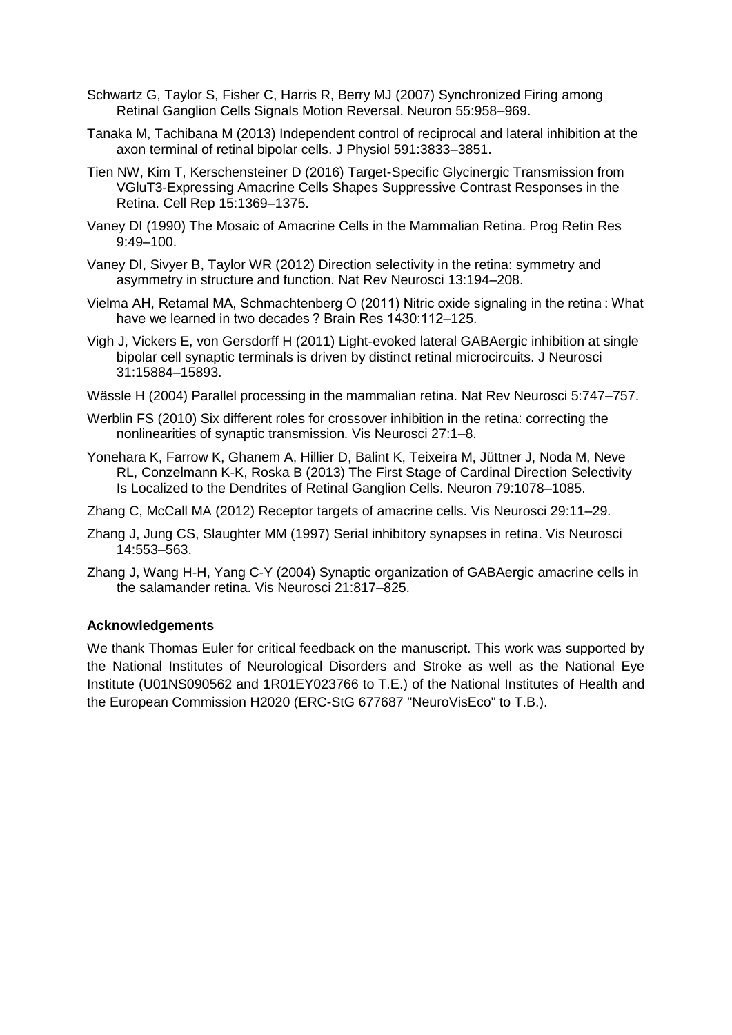Schwartz G, Taylor S, Fisher C, Harris R, Berry MJ (2007) Synchronized Firing among Retinal Ganglion Cells Signals Motion Reversal. Neuron 55:958–969.

Tanaka M, Tachibana M (2013) Independent control of reciprocal and lateral inhibition at the axon terminal of retinal bipolar cells. J Physiol 591:3833–3851.

Tien NW, Kim T, Kerschensteiner D (2016) Target-Specific Glycinergic Transmission from VGluT3-Expressing Amacrine Cells Shapes Suppressive Contrast Responses in the Retina. Cell Rep 15:1369–1375.

Vaney DI (1990) The Mosaic of Amacrine Cells in the Mammalian Retina. Prog Retin Res 9:49–100.

Vaney DI, Sivyer B, Taylor WR (2012) Direction selectivity in the retina: symmetry and asymmetry in structure and function. Nat Rev Neurosci 13:194–208.

Vielma AH, Retamal MA, Schmachtenberg O (2011) Nitric oxide signaling in the retina : What have we learned in two decades ? Brain Res 1430:112–125.

Vigh J, Vickers E, von Gersdorff H (2011) Light-evoked lateral GABAergic inhibition at single bipolar cell synaptic terminals is driven by distinct retinal microcircuits. J Neurosci 31:15884–15893.

Wässle H (2004) Parallel processing in the mammalian retina. Nat Rev Neurosci 5:747–757.

Werblin FS (2010) Six different roles for crossover inhibition in the retina: correcting the nonlinearities of synaptic transmission. Vis Neurosci 27:1–8.

Yonehara K, Farrow K, Ghanem A, Hillier D, Balint K, Teixeira M, Jüttner J, Noda M, Neve RL, Conzelmann K-K, Roska B (2013) The First Stage of Cardinal Direction Selectivity Is Localized to the Dendrites of Retinal Ganglion Cells. Neuron 79:1078–1085.

Zhang C, McCall MA (2012) Receptor targets of amacrine cells. Vis Neurosci 29:11–29.

Zhang J, Jung CS, Slaughter MM (1997) Serial inhibitory synapses in retina. Vis Neurosci 14:553–563.

Zhang J, Wang H-H, Yang C-Y (2004) Synaptic organization of GABAergic amacrine cells in the salamander retina. Vis Neurosci 21:817–825.

**Acknowledgements**

We thank Thomas Euler for critical feedback on the manuscript. This work was supported by the National Institutes of Neurological Disorders and Stroke as well as the National Eye Institute (U01NS090562 and 1R01EY023766 to T.E.) of the National Institutes of Health and the European Commission H2020 (ERC-StG 677687 "NeuroVisEco" to T.B.).